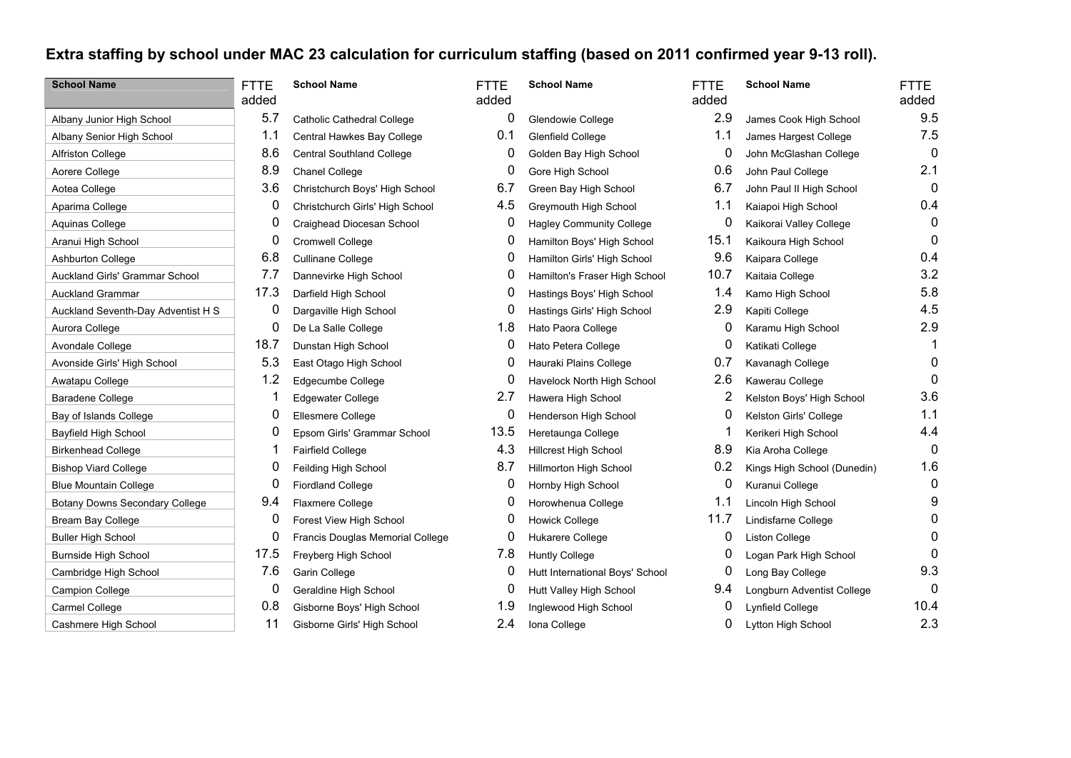# Extra staffing by school under MAC 23 calculation for curriculum staffing (based on 2011 confirmed year 9-13 roll).

| School Name | FTTE added | School Name | FTTE added | School Name | FTTE added | School Name | FTTE added |
|---|---|---|---|---|---|---|---|
| Albany Junior High School | 5.7 | Catholic Cathedral College | 0 | Glendowie College | 2.9 | James Cook High School | 9.5 |
| Albany Senior High School | 1.1 | Central Hawkes Bay College | 0.1 | Glenfield College | 1.1 | James Hargest College | 7.5 |
| Alfriston College | 8.6 | Central Southland College | 0 | Golden Bay High School | 0 | John McGlashan College | 0 |
| Aorere College | 8.9 | Chanel College | 0 | Gore High School | 0.6 | John Paul College | 2.1 |
| Aotea College | 3.6 | Christchurch Boys' High School | 6.7 | Green Bay High School | 6.7 | John Paul II High School | 0 |
| Aparima College | 0 | Christchurch Girls' High School | 4.5 | Greymouth High School | 1.1 | Kaiapoi High School | 0.4 |
| Aquinas College | 0 | Craighead Diocesan School | 0 | Hagley Community College | 0 | Kaikorai Valley College | 0 |
| Aranui High School | 0 | Cromwell College | 0 | Hamilton Boys' High School | 15.1 | Kaikoura High School | 0 |
| Ashburton College | 6.8 | Cullinane College | 0 | Hamilton Girls' High School | 9.6 | Kaipara College | 0.4 |
| Auckland Girls' Grammar School | 7.7 | Dannevirke High School | 0 | Hamilton's Fraser High School | 10.7 | Kaitaia College | 3.2 |
| Auckland Grammar | 17.3 | Darfield High School | 0 | Hastings Boys' High School | 1.4 | Kamo High School | 5.8 |
| Auckland Seventh-Day Adventist H S | 0 | Dargaville High School | 0 | Hastings Girls' High School | 2.9 | Kapiti College | 4.5 |
| Aurora College | 0 | De La Salle College | 1.8 | Hato Paora College | 0 | Karamu High School | 2.9 |
| Avondale College | 18.7 | Dunstan High School | 0 | Hato Petera College | 0 | Katikati College | 1 |
| Avonside Girls' High School | 5.3 | East Otago High School | 0 | Hauraki Plains College | 0.7 | Kavanagh College | 0 |
| Awatapu College | 1.2 | Edgecumbe College | 0 | Havelock North High School | 2.6 | Kawerau College | 0 |
| Baradene College | 1 | Edgewater College | 2.7 | Hawera High School | 2 | Kelston Boys' High School | 3.6 |
| Bay of Islands College | 0 | Ellesmere College | 0 | Henderson High School | 0 | Kelston Girls' College | 1.1 |
| Bayfield High School | 0 | Epsom Girls' Grammar School | 13.5 | Heretaunga College | 1 | Kerikeri High School | 4.4 |
| Birkenhead College | 1 | Fairfield College | 4.3 | Hillcrest High School | 8.9 | Kia Aroha College | 0 |
| Bishop Viard College | 0 | Feilding High School | 8.7 | Hillmorton High School | 0.2 | Kings High School (Dunedin) | 1.6 |
| Blue Mountain College | 0 | Fiordland College | 0 | Hornby High School | 0 | Kuranui College | 0 |
| Botany Downs Secondary College | 9.4 | Flaxmere College | 0 | Horowhenua College | 1.1 | Lincoln High School | 9 |
| Bream Bay College | 0 | Forest View High School | 0 | Howick College | 11.7 | Lindisfarne College | 0 |
| Buller High School | 0 | Francis Douglas Memorial College | 0 | Hukarere College | 0 | Liston College | 0 |
| Burnside High School | 17.5 | Freyberg High School | 7.8 | Huntly College | 0 | Logan Park High School | 0 |
| Cambridge High School | 7.6 | Garin College | 0 | Hutt International Boys' School | 0 | Long Bay College | 9.3 |
| Campion College | 0 | Geraldine High School | 0 | Hutt Valley High School | 9.4 | Longburn Adventist College | 0 |
| Carmel College | 0.8 | Gisborne Boys' High School | 1.9 | Inglewood High School | 0 | Lynfield College | 10.4 |
| Cashmere High School | 11 | Gisborne Girls' High School | 2.4 | Iona College | 0 | Lytton High School | 2.3 |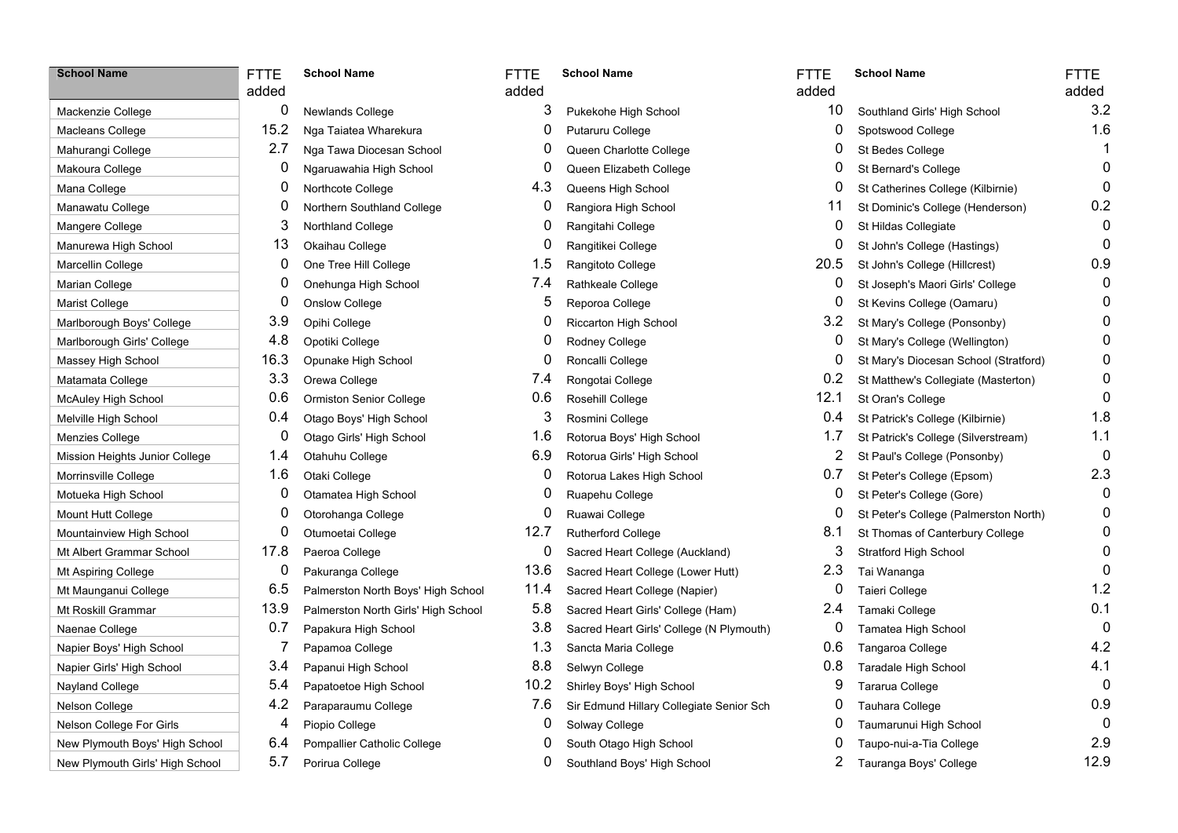| School Name | FTTE added | School Name | FTTE added | School Name | FTTE added | School Name | FTTE added |
|---|---|---|---|---|---|---|---|
| Mackenzie College | 0 | Newlands College | 3 | Pukekohe High School | 10 | Southland Girls' High School | 3.2 |
| Macleans College | 15.2 | Nga Taiatea Wharekura | 0 | Putaruru College | 0 | Spotswood College | 1.6 |
| Mahurangi College | 2.7 | Nga Tawa Diocesan School | 0 | Queen Charlotte College | 0 | St Bedes College | 1 |
| Makoura College | 0 | Ngaruawahia High School | 0 | Queen Elizabeth College | 0 | St Bernard's College | 0 |
| Mana College | 0 | Northcote College | 4.3 | Queens High School | 0 | St Catherines College (Kilbirnie) | 0 |
| Manawatu College | 0 | Northern Southland College | 0 | Rangiora High School | 11 | St Dominic's College (Henderson) | 0.2 |
| Mangere College | 3 | Northland College | 0 | Rangitahi College | 0 | St Hildas Collegiate | 0 |
| Manurewa High School | 13 | Okaihau College | 0 | Rangitikei College | 0 | St John's College (Hastings) | 0 |
| Marcellin College | 0 | One Tree Hill College | 1.5 | Rangitoto College | 20.5 | St John's College (Hillcrest) | 0.9 |
| Marian College | 0 | Onehunga High School | 7.4 | Rathkeale College | 0 | St Joseph's Maori Girls' College | 0 |
| Marist College | 0 | Onslow College | 5 | Reporoa College | 0 | St Kevins College (Oamaru) | 0 |
| Marlborough Boys' College | 3.9 | Opihi College | 0 | Riccarton High School | 3.2 | St Mary's College (Ponsonby) | 0 |
| Marlborough Girls' College | 4.8 | Opotiki College | 0 | Rodney College | 0 | St Mary's College (Wellington) | 0 |
| Massey High School | 16.3 | Opunake High School | 0 | Roncalli College | 0 | St Mary's Diocesan School (Stratford) | 0 |
| Matamata College | 3.3 | Orewa College | 7.4 | Rongotai College | 0.2 | St Matthew's Collegiate (Masterton) | 0 |
| McAuley High School | 0.6 | Ormiston Senior College | 0.6 | Rosehill College | 12.1 | St Oran's College | 0 |
| Melville High School | 0.4 | Otago Boys' High School | 3 | Rosmini College | 0.4 | St Patrick's College (Kilbirnie) | 1.8 |
| Menzies College | 0 | Otago Girls' High School | 1.6 | Rotorua Boys' High School | 1.7 | St Patrick's College (Silverstream) | 1.1 |
| Mission Heights Junior College | 1.4 | Otahuhu College | 6.9 | Rotorua Girls' High School | 2 | St Paul's College (Ponsonby) | 0 |
| Morrinsville College | 1.6 | Otaki College | 0 | Rotorua Lakes High School | 0.7 | St Peter's College (Epsom) | 2.3 |
| Motueka High School | 0 | Otamatea High School | 0 | Ruapehu College | 0 | St Peter's College (Gore) | 0 |
| Mount Hutt College | 0 | Otorohanga College | 0 | Ruawai College | 0 | St Peter's College (Palmerston North) | 0 |
| Mountainview High School | 0 | Otumoetai College | 12.7 | Rutherford College | 8.1 | St Thomas of Canterbury College | 0 |
| Mt Albert Grammar School | 17.8 | Paeroa College | 0 | Sacred Heart College (Auckland) | 3 | Stratford High School | 0 |
| Mt Aspiring College | 0 | Pakuranga College | 13.6 | Sacred Heart College (Lower Hutt) | 2.3 | Tai Wananga | 0 |
| Mt Maunganui College | 6.5 | Palmerston North Boys' High School | 11.4 | Sacred Heart College (Napier) | 0 | Taieri College | 1.2 |
| Mt Roskill Grammar | 13.9 | Palmerston North Girls' High School | 5.8 | Sacred Heart Girls' College (Ham) | 2.4 | Tamaki College | 0.1 |
| Naenae College | 0.7 | Papakura High School | 3.8 | Sacred Heart Girls' College (N Plymouth) | 0 | Tamatea High School | 0 |
| Napier Boys' High School | 7 | Papamoa College | 1.3 | Sancta Maria College | 0.6 | Tangaroa College | 4.2 |
| Napier Girls' High School | 3.4 | Papanui High School | 8.8 | Selwyn College | 0.8 | Taradale High School | 4.1 |
| Nayland College | 5.4 | Papatoetoe High School | 10.2 | Shirley Boys' High School | 9 | Tararua College | 0 |
| Nelson College | 4.2 | Paraparaumu College | 7.6 | Sir Edmund Hillary Collegiate Senior Sch | 0 | Tauhara College | 0.9 |
| Nelson College For Girls | 4 | Piopio College | 0 | Solway College | 0 | Taumarunui High School | 0 |
| New Plymouth Boys' High School | 6.4 | Pompallier Catholic College | 0 | South Otago High School | 0 | Taupo-nui-a-Tia College | 2.9 |
| New Plymouth Girls' High School | 5.7 | Porirua College | 0 | Southland Boys' High School | 2 | Tauranga Boys' College | 12.9 |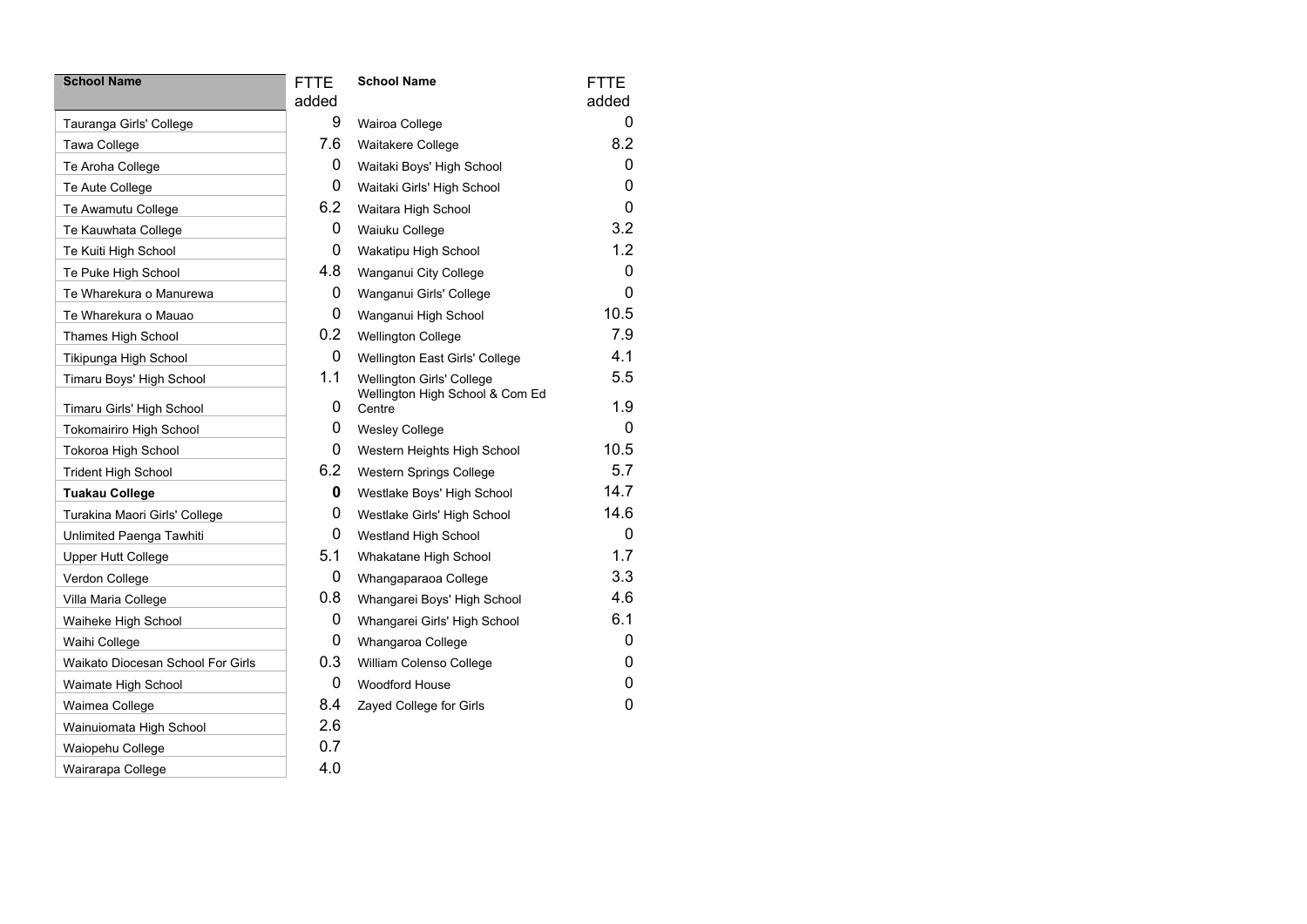| School Name | FTTE added |
|---|---|
| Tauranga Girls' College | 9 |
| Tawa College | 7.6 |
| Te Aroha College | 0 |
| Te Aute College | 0 |
| Te Awamutu College | 6.2 |
| Te Kauwhata College | 0 |
| Te Kuiti High School | 0 |
| Te Puke High School | 4.8 |
| Te Wharekura o Manurewa | 0 |
| Te Wharekura o Mauao | 0 |
| Thames High School | 0.2 |
| Tikipunga High School | 0 |
| Timaru Boys' High School | 1.1 |
| Timaru Girls' High School | 0 |
| Tokomairiro High School | 0 |
| Tokoroa High School | 0 |
| Trident High School | 6.2 |
| **Tuakau College** | **0** |
| Turakina Maori Girls' College | 0 |
| Unlimited Paenga Tawhiti | 0 |
| Upper Hutt College | 5.1 |
| Verdon College | 0 |
| Villa Maria College | 0.8 |
| Waiheke High School | 0 |
| Waihi College | 0 |
| Waikato Diocesan School For Girls | 0.3 |
| Waimate High School | 0 |
| Waimea College | 8.4 |
| Wainuiomata High School | 2.6 |
| Waiopehu College | 0.7 |
| Wairarapa College | 4.0 |
| Wairoa College | 0 |
| Waitakere College | 8.2 |
| Waitaki Boys' High School | 0 |
| Waitaki Girls' High School | 0 |
| Waitara High School | 0 |
| Waiuku College | 3.2 |
| Wakatipu High School | 1.2 |
| Wanganui City College | 0 |
| Wanganui Girls' College | 0 |
| Wanganui High School | 10.5 |
| Wellington College | 7.9 |
| Wellington East Girls' College | 4.1 |
| Wellington Girls' College | 5.5 |
| Wellington High School & Com Ed Centre | 1.9 |
| Wesley College | 0 |
| Western Heights High School | 10.5 |
| Western Springs College | 5.7 |
| Westlake Boys' High School | 14.7 |
| Westlake Girls' High School | 14.6 |
| Westland High School | 0 |
| Whakatane High School | 1.7 |
| Whangaparaoa College | 3.3 |
| Whangarei Boys' High School | 4.6 |
| Whangarei Girls' High School | 6.1 |
| Whangaroa College | 0 |
| William Colenso College | 0 |
| Woodford House | 0 |
| Zayed College for Girls | 0 |